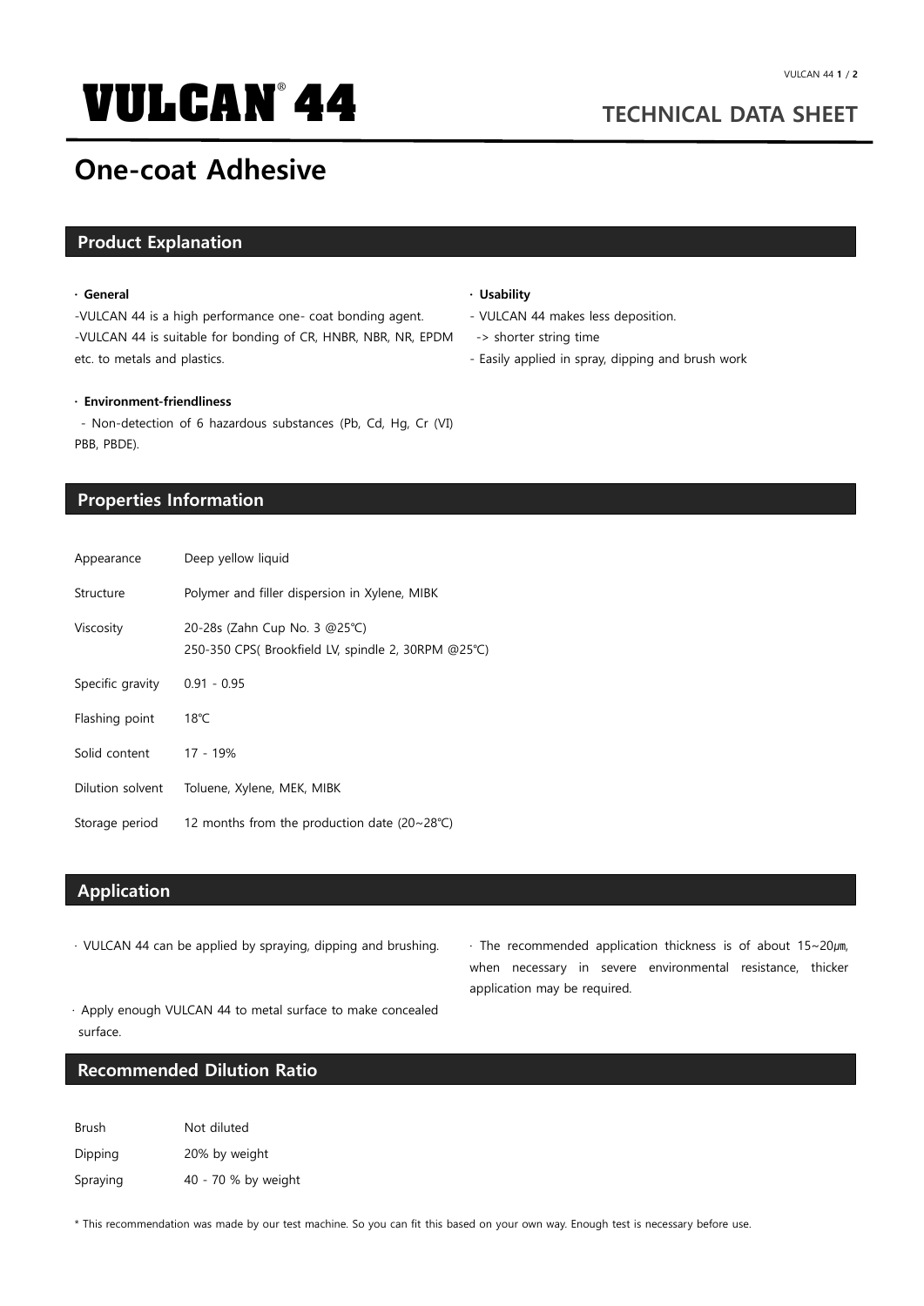# VULCAN® 44

## TECHNICAL DATA SHEET

# One-coat Adhesive

## Product Explanation

**· General**

-VULCAN 44 is a high performance one- coat bonding agent.
-VULCAN 44 is suitable for bonding of CR, HNBR, NBR, NR, EPDM etc. to metals and plastics.

**· Environment-friendliness**

- Non-detection of 6 hazardous substances (Pb, Cd, Hg, Cr (VI) PBB, PBDE).

**· Usability**

- VULCAN 44 makes less deposition.
 -> shorter string time
- Easily applied in spray, dipping and brush work

## Properties Information

| | |
|---|---|
| Appearance | Deep yellow liquid |
| Structure | Polymer and filler dispersion in Xylene, MIBK |
| Viscosity | 20-28s (Zahn Cup No. 3 @25℃)<br>250-350 CPS( Brookfield LV, spindle 2, 30RPM @25℃) |
| Specific gravity | 0.91 - 0.95 |
| Flashing point | 18℃ |
| Solid content | 17 - 19% |
| Dilution solvent | Toluene, Xylene, MEK, MIBK |
| Storage period | 12 months from the production date (20~28℃) |

## Application

· VULCAN 44 can be applied by spraying, dipping and brushing.

· Apply enough VULCAN 44 to metal surface to make concealed surface.

· The recommended application thickness is of about 15~20㎛, when necessary in severe environmental resistance, thicker application may be required.

## Recommended Dilution Ratio

| | |
|---|---|
| Brush | Not diluted |
| Dipping | 20% by weight |
| Spraying | 40 - 70 % by weight |

* This recommendation was made by our test machine. So you can fit this based on your own way. Enough test is necessary before use.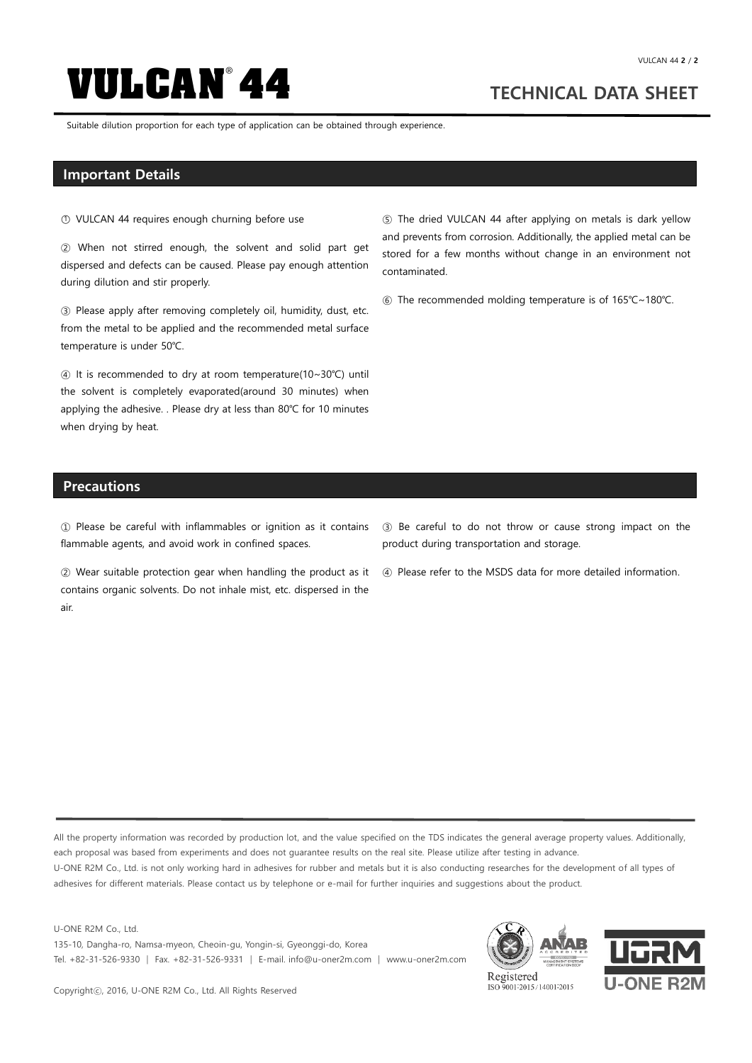# VULCAN® 44

## TECHNICAL DATA SHEET

Suitable dilution proportion for each type of application can be obtained through experience.

## Important Details

① VULCAN 44 requires enough churning before use

② When not stirred enough, the solvent and solid part get dispersed and defects can be caused. Please pay enough attention during dilution and stir properly.

③ Please apply after removing completely oil, humidity, dust, etc. from the metal to be applied and the recommended metal surface temperature is under 50℃.

④ It is recommended to dry at room temperature(10~30℃) until the solvent is completely evaporated(around 30 minutes) when applying the adhesive. . Please dry at less than 80℃ for 10 minutes when drying by heat.

⑤ The dried VULCAN 44 after applying on metals is dark yellow and prevents from corrosion. Additionally, the applied metal can be stored for a few months without change in an environment not contaminated.

⑥ The recommended molding temperature is of 165℃~180℃.

## Precautions

① Please be careful with inflammables or ignition as it contains flammable agents, and avoid work in confined spaces.

② Wear suitable protection gear when handling the product as it contains organic solvents. Do not inhale mist, etc. dispersed in the air.

③ Be careful to do not throw or cause strong impact on the product during transportation and storage.

④ Please refer to the MSDS data for more detailed information.

All the property information was recorded by production lot, and the value specified on the TDS indicates the general average property values. Additionally, each proposal was based from experiments and does not guarantee results on the real site. Please utilize after testing in advance.
U-ONE R2M Co., Ltd. is not only working hard in adhesives for rubber and metals but it is also conducting researches for the development of all types of adhesives for different materials. Please contact us by telephone or e-mail for further inquiries and suggestions about the product.

U-ONE R2M Co., Ltd.
135-10, Dangha-ro, Namsa-myeon, Cheoin-gu, Yongin-si, Gyeonggi-do, Korea
Tel. +82-31-526-9330 | Fax. +82-31-526-9331 | E-mail. info@u-oner2m.com | www.u-oner2m.com

Copyrightⓒ, 2016, U-ONE R2M Co., Ltd. All Rights Reserved

Registered
ISO 9001:2015/14001:2015

U-ONE R2M